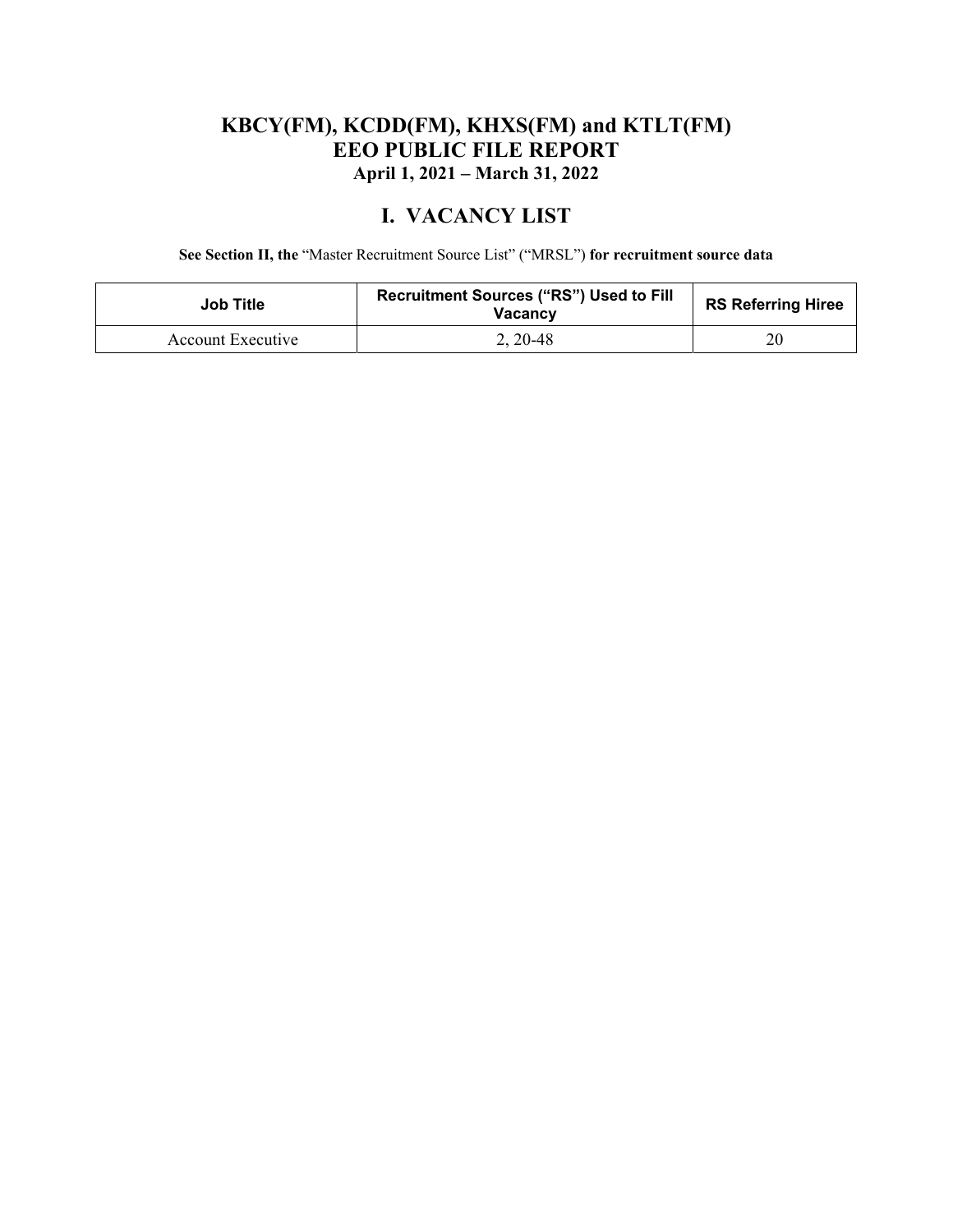# KBCY(FM), KCDD(FM), KHXS(FM) and KTLT(FM)
# EEO PUBLIC FILE REPORT
### April 1, 2021 – March 31, 2022

## I. VACANCY LIST

**See Section II, the** "Master Recruitment Source List" ("MRSL") **for recruitment source data**

| Job Title | Recruitment Sources ("RS") Used to Fill Vacancy | RS Referring Hiree |
|---|---|---|
| Account Executive | 2, 20-48 | 20 |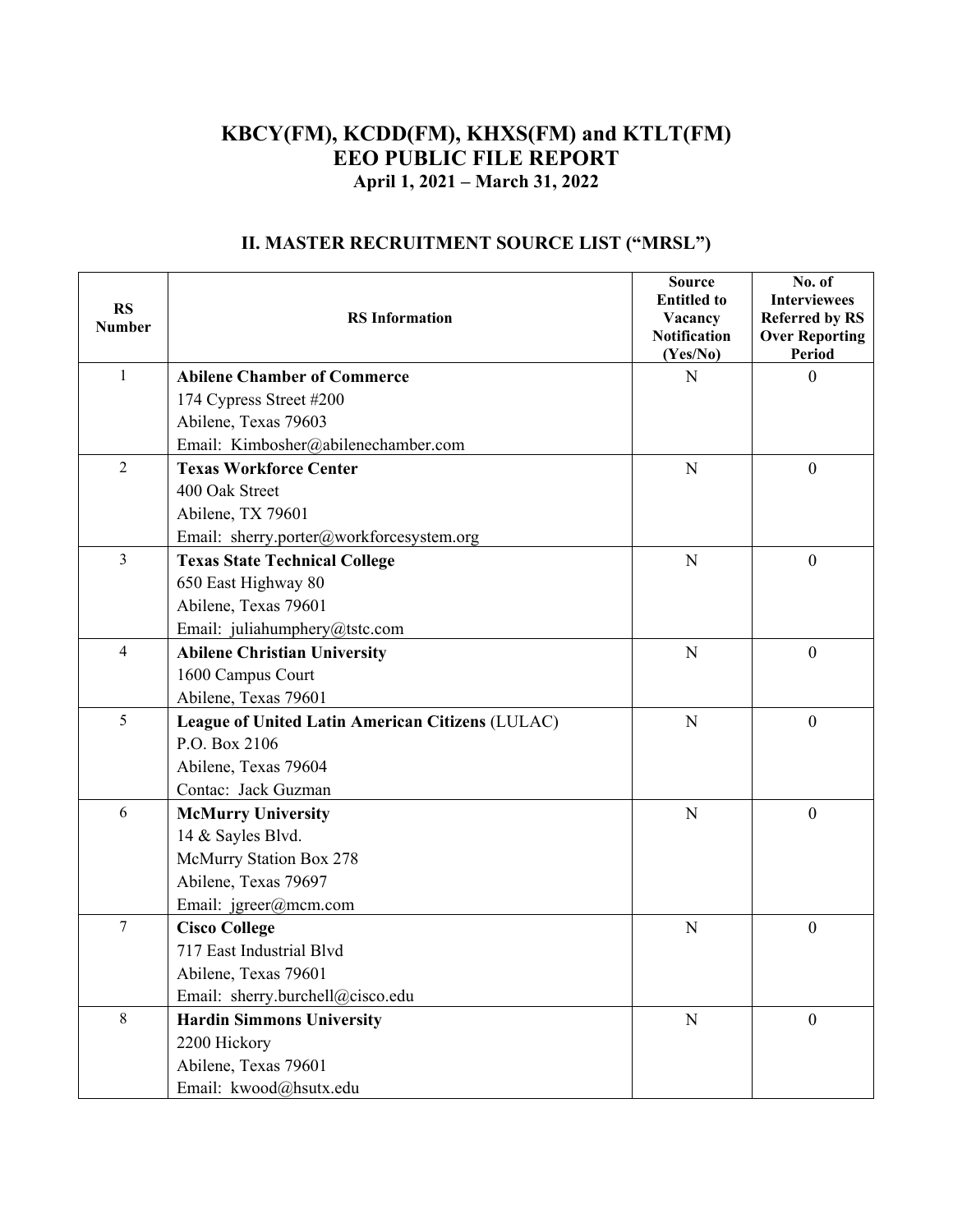# KBCY(FM), KCDD(FM), KHXS(FM) and KTLT(FM)
# EEO PUBLIC FILE REPORT
### April 1, 2021 – March 31, 2022

## II. MASTER RECRUITMENT SOURCE LIST ("MRSL")

| RS Number | RS Information | Source Entitled to Vacancy Notification (Yes/No) | No. of Interviewees Referred by RS Over Reporting Period |
|---|---|---|---|
| 1 | **Abilene Chamber of Commerce**<br>174 Cypress Street #200<br>Abilene, Texas 79603<br>Email: Kimbosher@abilenechamber.com | N | 0 |
| 2 | **Texas Workforce Center**<br>400 Oak Street<br>Abilene, TX 79601<br>Email: sherry.porter@workforcesystem.org | N | 0 |
| 3 | **Texas State Technical College**<br>650 East Highway 80<br>Abilene, Texas 79601<br>Email: juliahumphery@tstc.com | N | 0 |
| 4 | **Abilene Christian University**<br>1600 Campus Court<br>Abilene, Texas 79601 | N | 0 |
| 5 | **League of United Latin American Citizens** (LULAC)<br>P.O. Box 2106<br>Abilene, Texas 79604<br>Contac: Jack Guzman | N | 0 |
| 6 | **McMurry University**<br>14 & Sayles Blvd.<br>McMurry Station Box 278<br>Abilene, Texas 79697<br>Email: jgreer@mcm.com | N | 0 |
| 7 | **Cisco College**<br>717 East Industrial Blvd<br>Abilene, Texas 79601<br>Email: sherry.burchell@cisco.edu | N | 0 |
| 8 | **Hardin Simmons University**<br>2200 Hickory<br>Abilene, Texas 79601<br>Email: kwood@hsutx.edu | N | 0 |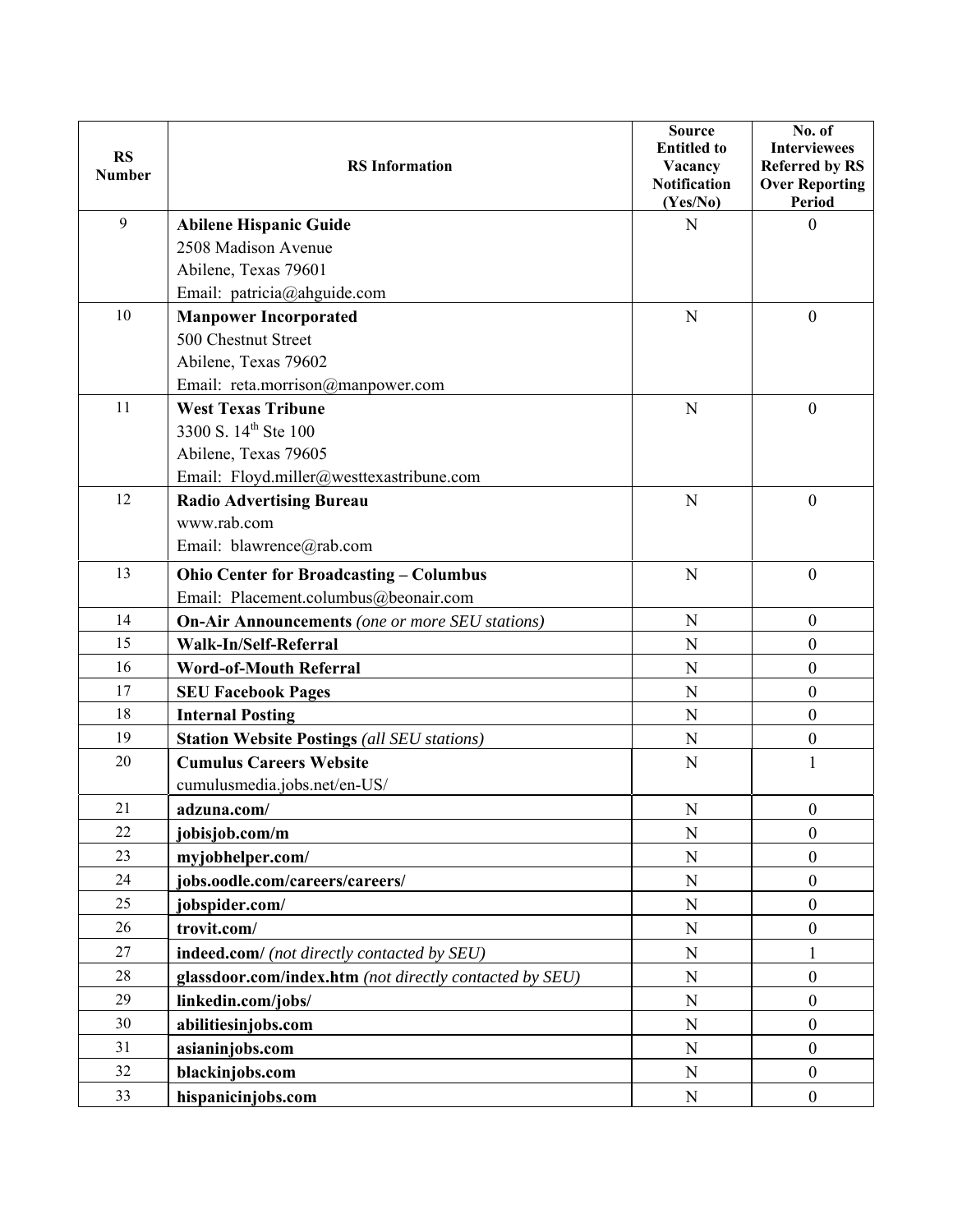| RS Number | RS Information | Source Entitled to Vacancy Notification (Yes/No) | No. of Interviewees Referred by RS Over Reporting Period |
|---|---|---|---|
| 9 | **Abilene Hispanic Guide**<br>2508 Madison Avenue<br>Abilene, Texas 79601<br>Email: patricia@ahguide.com | N | 0 |
| 10 | **Manpower Incorporated**<br>500 Chestnut Street<br>Abilene, Texas 79602<br>Email: reta.morrison@manpower.com | N | 0 |
| 11 | **West Texas Tribune**<br>3300 S. 14th Ste 100<br>Abilene, Texas 79605<br>Email: Floyd.miller@westtexastribune.com | N | 0 |
| 12 | **Radio Advertising Bureau**<br>www.rab.com<br>Email: blawrence@rab.com | N | 0 |
| 13 | **Ohio Center for Broadcasting – Columbus**<br>Email: Placement.columbus@beonair.com | N | 0 |
| 14 | **On-Air Announcements** *(one or more SEU stations)* | N | 0 |
| 15 | **Walk-In/Self-Referral** | N | 0 |
| 16 | **Word-of-Mouth Referral** | N | 0 |
| 17 | **SEU Facebook Pages** | N | 0 |
| 18 | **Internal Posting** | N | 0 |
| 19 | **Station Website Postings** *(all SEU stations)* | N | 0 |
| 20 | **Cumulus Careers Website**<br>cumulusmedia.jobs.net/en-US/ | N | 1 |
| 21 | **adzuna.com/** | N | 0 |
| 22 | **jobisjob.com/m** | N | 0 |
| 23 | **myjobhelper.com/** | N | 0 |
| 24 | **jobs.oodle.com/careers/careers/** | N | 0 |
| 25 | **jobspider.com/** | N | 0 |
| 26 | **trovit.com/** | N | 0 |
| 27 | **indeed.com/** *(not directly contacted by SEU)* | N | 1 |
| 28 | **glassdoor.com/index.htm** *(not directly contacted by SEU)* | N | 0 |
| 29 | **linkedin.com/jobs/** | N | 0 |
| 30 | **abilitiesinjobs.com** | N | 0 |
| 31 | **asianinjobs.com** | N | 0 |
| 32 | **blackinjobs.com** | N | 0 |
| 33 | **hispanicinjobs.com** | N | 0 |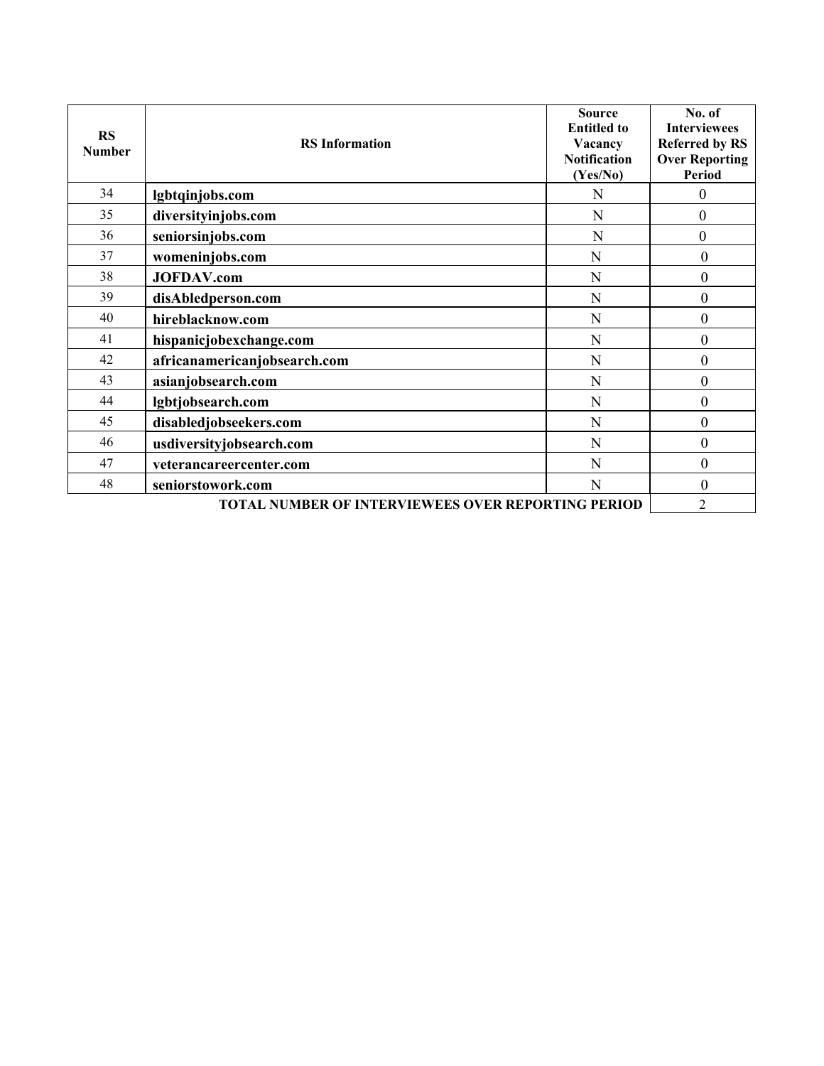| RS Number | RS Information | Source Entitled to Vacancy Notification (Yes/No) | No. of Interviewees Referred by RS Over Reporting Period |
|---|---|---|---|
| 34 | **lgbtqinjobs.com** | N | 0 |
| 35 | **diversityinjobs.com** | N | 0 |
| 36 | **seniorsinjobs.com** | N | 0 |
| 37 | **womeninjobs.com** | N | 0 |
| 38 | **JOFDAV.com** | N | 0 |
| 39 | **disAbledperson.com** | N | 0 |
| 40 | **hireblacknow.com** | N | 0 |
| 41 | **hispanicjobexchange.com** | N | 0 |
| 42 | **africanamericanjobsearch.com** | N | 0 |
| 43 | **asianjobsearch.com** | N | 0 |
| 44 | **lgbtjobsearch.com** | N | 0 |
| 45 | **disabledjobseekers.com** | N | 0 |
| 46 | **usdiversityjobsearch.com** | N | 0 |
| 47 | **veterancareercenter.com** | N | 0 |
| 48 | **seniorstowork.com** | N | 0 |
| | **TOTAL NUMBER OF INTERVIEWEES OVER REPORTING PERIOD** | | 2 |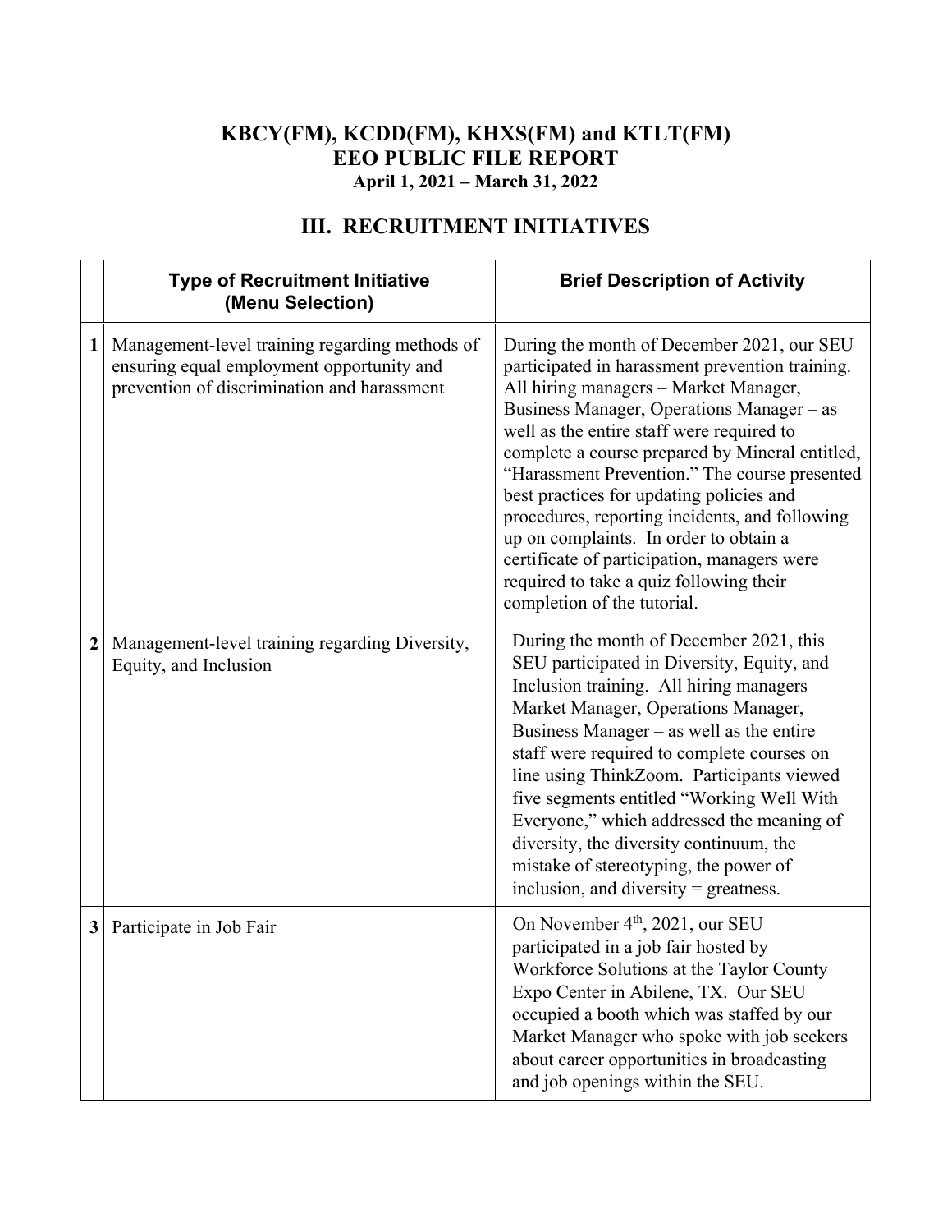# KBCY(FM), KCDD(FM), KHXS(FM) and KTLT(FM)
## EEO PUBLIC FILE REPORT
### April 1, 2021 – March 31, 2022

## III. RECRUITMENT INITIATIVES

| | Type of Recruitment Initiative (Menu Selection) | Brief Description of Activity |
|---|---|---|
| 1 | Management-level training regarding methods of ensuring equal employment opportunity and prevention of discrimination and harassment | During the month of December 2021, our SEU participated in harassment prevention training. All hiring managers – Market Manager, Business Manager, Operations Manager – as well as the entire staff were required to complete a course prepared by Mineral entitled, "Harassment Prevention." The course presented best practices for updating policies and procedures, reporting incidents, and following up on complaints. In order to obtain a certificate of participation, managers were required to take a quiz following their completion of the tutorial. |
| 2 | Management-level training regarding Diversity, Equity, and Inclusion | During the month of December 2021, this SEU participated in Diversity, Equity, and Inclusion training. All hiring managers – Market Manager, Operations Manager, Business Manager – as well as the entire staff were required to complete courses on line using ThinkZoom. Participants viewed five segments entitled "Working Well With Everyone," which addressed the meaning of diversity, the diversity continuum, the mistake of stereotyping, the power of inclusion, and diversity = greatness. |
| 3 | Participate in Job Fair | On November 4th, 2021, our SEU participated in a job fair hosted by Workforce Solutions at the Taylor County Expo Center in Abilene, TX. Our SEU occupied a booth which was staffed by our Market Manager who spoke with job seekers about career opportunities in broadcasting and job openings within the SEU. |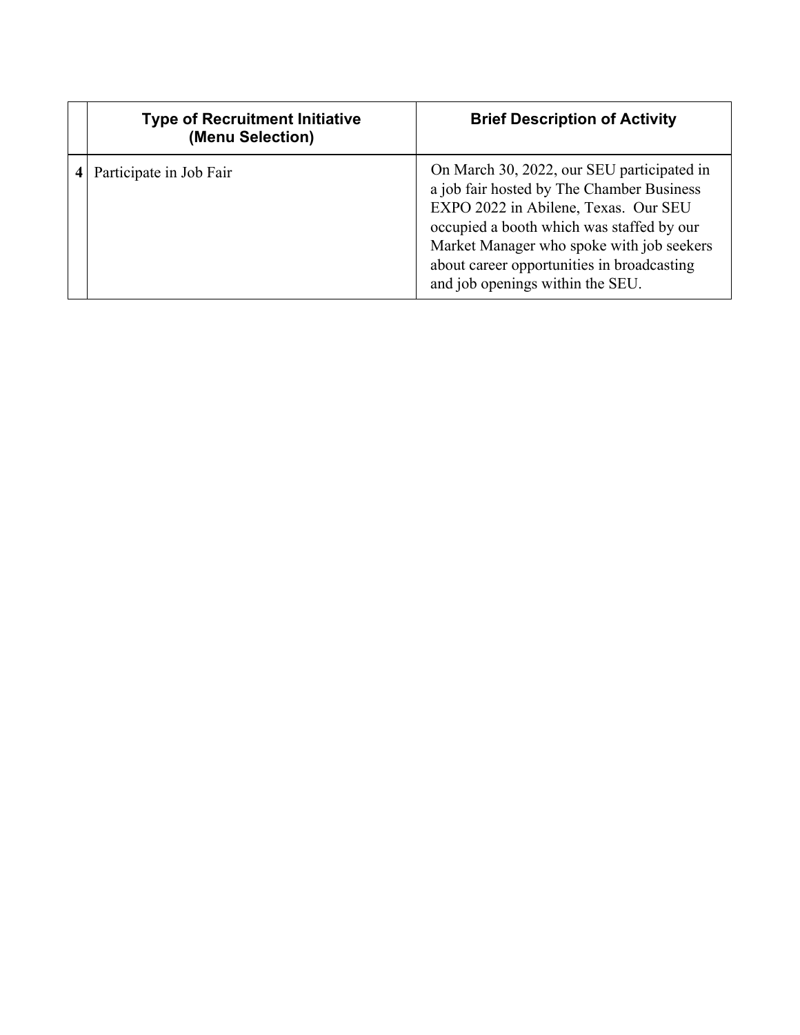| | Type of Recruitment Initiative (Menu Selection) | Brief Description of Activity |
|---|---|---|
| **4** | Participate in Job Fair | On March 30, 2022, our SEU participated in a job fair hosted by The Chamber Business EXPO 2022 in Abilene, Texas. Our SEU occupied a booth which was staffed by our Market Manager who spoke with job seekers about career opportunities in broadcasting and job openings within the SEU. |